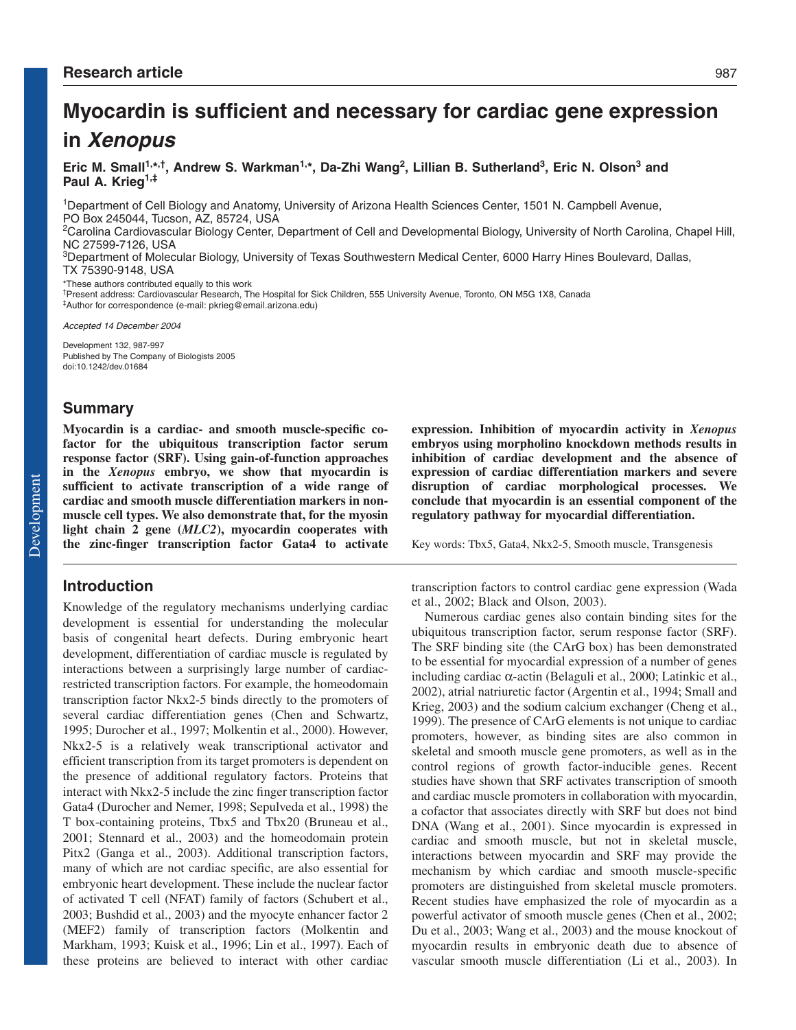Research article

# Myocardin is sufficient and necessary for cardiac gene expression in *Xenopus*

**Eric M. Small[1,*,†], Andrew S. Warkman[1,*], Da-Zhi Wang[2], Lillian B. Sutherland[3], Eric N. Olson[3] and Paul A. Krieg[1,‡]**

[1]Department of Cell Biology and Anatomy, University of Arizona Health Sciences Center, 1501 N. Campbell Avenue, PO Box 245044, Tucson, AZ, 85724, USA
[2]Carolina Cardiovascular Biology Center, Department of Cell and Developmental Biology, University of North Carolina, Chapel Hill, NC 27599-7126, USA
[3]Department of Molecular Biology, University of Texas Southwestern Medical Center, 6000 Harry Hines Boulevard, Dallas, TX 75390-9148, USA

*These authors contributed equally to this work
†Present address: Cardiovascular Research, The Hospital for Sick Children, 555 University Avenue, Toronto, ON M5G 1X8, Canada
‡Author for correspondence (e-mail: pkrieg@email.arizona.edu)

*Accepted 14 December 2004*

Development 132, 987-997
Published by The Company of Biologists 2005
doi:10.1242/dev.01684

## Summary

**Myocardin is a cardiac- and smooth muscle-specific cofactor for the ubiquitous transcription factor serum response factor (SRF). Using gain-of-function approaches in the *Xenopus* embryo, we show that myocardin is sufficient to activate transcription of a wide range of cardiac and smooth muscle differentiation markers in non-muscle cell types. We also demonstrate that, for the myosin light chain 2 gene (*MLC2*), myocardin cooperates with the zinc-finger transcription factor Gata4 to activate expression. Inhibition of myocardin activity in *Xenopus* embryos using morpholino knockdown methods results in inhibition of cardiac development and the absence of expression of cardiac differentiation markers and severe disruption of cardiac morphological processes. We conclude that myocardin is an essential component of the regulatory pathway for myocardial differentiation.**

Key words: Tbx5, Gata4, Nkx2-5, Smooth muscle, Transgenesis

## Introduction

Knowledge of the regulatory mechanisms underlying cardiac development is essential for understanding the molecular basis of congenital heart defects. During embryonic heart development, differentiation of cardiac muscle is regulated by interactions between a surprisingly large number of cardiac-restricted transcription factors. For example, the homeodomain transcription factor Nkx2-5 binds directly to the promoters of several cardiac differentiation genes (Chen and Schwartz, 1995; Durocher et al., 1997; Molkentin et al., 2000). However, Nkx2-5 is a relatively weak transcriptional activator and efficient transcription from its target promoters is dependent on the presence of additional regulatory factors. Proteins that interact with Nkx2-5 include the zinc finger transcription factor Gata4 (Durocher and Nemer, 1998; Sepulveda et al., 1998) the T box-containing proteins, Tbx5 and Tbx20 (Bruneau et al., 2001; Stennard et al., 2003) and the homeodomain protein Pitx2 (Ganga et al., 2003). Additional transcription factors, many of which are not cardiac specific, are also essential for embryonic heart development. These include the nuclear factor of activated T cell (NFAT) family of factors (Schubert et al., 2003; Bushdid et al., 2003) and the myocyte enhancer factor 2 (MEF2) family of transcription factors (Molkentin and Markham, 1993; Kuisk et al., 1996; Lin et al., 1997). Each of these proteins are believed to interact with other cardiac transcription factors to control cardiac gene expression (Wada et al., 2002; Black and Olson, 2003).

Numerous cardiac genes also contain binding sites for the ubiquitous transcription factor, serum response factor (SRF). The SRF binding site (the CArG box) has been demonstrated to be essential for myocardial expression of a number of genes including cardiac α-actin (Belaguli et al., 2000; Latinkic et al., 2002), atrial natriuretic factor (Argentin et al., 1994; Small and Krieg, 2003) and the sodium calcium exchanger (Cheng et al., 1999). The presence of CArG elements is not unique to cardiac promoters, however, as binding sites are also common in skeletal and smooth muscle gene promoters, as well as in the control regions of growth factor-inducible genes. Recent studies have shown that SRF activates transcription of smooth and cardiac muscle promoters in collaboration with myocardin, a cofactor that associates directly with SRF but does not bind DNA (Wang et al., 2001). Since myocardin is expressed in cardiac and smooth muscle, but not in skeletal muscle, interactions between myocardin and SRF may provide the mechanism by which cardiac and smooth muscle-specific promoters are distinguished from skeletal muscle promoters. Recent studies have emphasized the role of myocardin as a powerful activator of smooth muscle genes (Chen et al., 2002; Du et al., 2003; Wang et al., 2003) and the mouse knockout of myocardin results in embryonic death due to absence of vascular smooth muscle differentiation (Li et al., 2003). In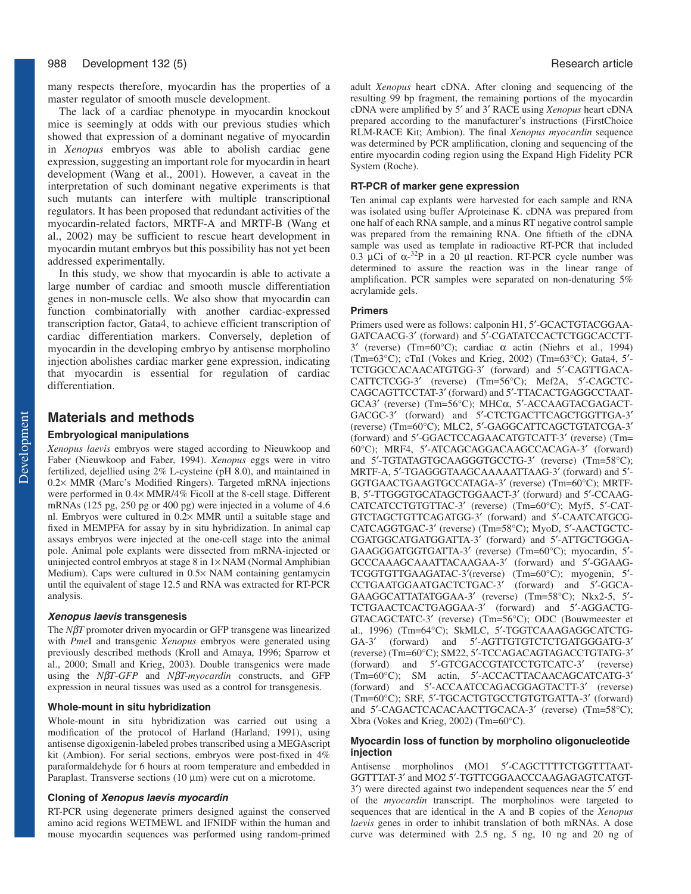many respects therefore, myocardin has the properties of a master regulator of smooth muscle development.

The lack of a cardiac phenotype in myocardin knockout mice is seemingly at odds with our previous studies which showed that expression of a dominant negative of myocardin in *Xenopus* embryos was able to abolish cardiac gene expression, suggesting an important role for myocardin in heart development (Wang et al., 2001). However, a caveat in the interpretation of such dominant negative experiments is that such mutants can interfere with multiple transcriptional regulators. It has been proposed that redundant activities of the myocardin-related factors, MRTF-A and MRTF-B (Wang et al., 2002) may be sufficient to rescue heart development in myocardin mutant embryos but this possibility has not yet been addressed experimentally.

In this study, we show that myocardin is able to activate a large number of cardiac and smooth muscle differentiation genes in non-muscle cells. We also show that myocardin can function combinatorially with another cardiac-expressed transcription factor, Gata4, to achieve efficient transcription of cardiac differentiation markers. Conversely, depletion of myocardin in the developing embryo by antisense morpholino injection abolishes cardiac marker gene expression, indicating that myocardin is essential for regulation of cardiac differentiation.

## Materials and methods

### Embryological manipulations

*Xenopus laevis* embryos were staged according to Nieuwkoop and Faber (Nieuwkoop and Faber, 1994). *Xenopus* eggs were in vitro fertilized, dejellied using 2% L-cysteine (pH 8.0), and maintained in 0.2× MMR (Marc's Modified Ringers). Targeted mRNA injections were performed in 0.4× MMR/4% Ficoll at the 8-cell stage. Different mRNAs (125 pg, 250 pg or 400 pg) were injected in a volume of 4.6 nl. Embryos were cultured in 0.2× MMR until a suitable stage and fixed in MEMPFA for assay by in situ hybridization. In animal cap assays embryos were injected at the one-cell stage into the animal pole. Animal pole explants were dissected from mRNA-injected or uninjected control embryos at stage 8 in 1× NAM (Normal Amphibian Medium). Caps were cultured in 0.5× NAM containing gentamycin until the equivalent of stage 12.5 and RNA was extracted for RT-PCR analysis.

### *Xenopus laevis* transgenesis

The *NβT* promoter driven myocardin or GFP transgene was linearized with *Pme*I and transgenic *Xenopus* embryos were generated using previously described methods (Kroll and Amaya, 1996; Sparrow et al., 2000; Small and Krieg, 2003). Double transgenics were made using the *NβT-GFP* and *NβT-myocardin* constructs, and GFP expression in neural tissues was used as a control for transgenesis.

### Whole-mount in situ hybridization

Whole-mount in situ hybridization was carried out using a modification of the protocol of Harland (Harland, 1991), using antisense digoxigenin-labeled probes transcribed using a MEGAscript kit (Ambion). For serial sections, embryos were post-fixed in 4% paraformaldehyde for 6 hours at room temperature and embedded in Paraplast. Transverse sections (10 μm) were cut on a microtome.

### Cloning of *Xenopus laevis myocardin*

RT-PCR using degenerate primers designed against the conserved amino acid regions WETMEWL and IFNIDF within the human and mouse myocardin sequences was performed using random-primed adult *Xenopus* heart cDNA. After cloning and sequencing of the resulting 99 bp fragment, the remaining portions of the myocardin cDNA were amplified by 5′ and 3′ RACE using *Xenopus* heart cDNA prepared according to the manufacturer's instructions (FirstChoice RLM-RACE Kit; Ambion). The final *Xenopus myocardin* sequence was determined by PCR amplification, cloning and sequencing of the entire myocardin coding region using the Expand High Fidelity PCR System (Roche).

### RT-PCR of marker gene expression

Ten animal cap explants were harvested for each sample and RNA was isolated using buffer A/proteinase K. cDNA was prepared from one half of each RNA sample, and a minus RT negative control sample was prepared from the remaining RNA. One fiftieth of the cDNA sample was used as template in radioactive RT-PCR that included 0.3 μCi of α-$^{32}$P in a 20 μl reaction. RT-PCR cycle number was determined to assure the reaction was in the linear range of amplification. PCR samples were separated on non-denaturing 5% acrylamide gels.

### Primers

Primers used were as follows: calponin H1, 5′-GCACTGTACGGAAGATCAACG-3′ (forward) and 5′-CGATATCCACTCTGGCACCTT-3′ (reverse) (Tm=60°C); cardiac α actin (Niehrs et al., 1994) (Tm=63°C); cTnI (Vokes and Krieg, 2002) (Tm=63°C); Gata4, 5′-TCTGGCCACAACATGTGG-3′ (forward) and 5′-CAGTTGACACATTCTCGG-3′ (reverse) (Tm=56°C); Mef2A, 5′-CAGCTCCAGCAGTTCCTAT-3′ (forward) and 5′-TTACACTGAGGCCTAATGCA3′ (reverse) (Tm=56°C); MHCα, 5′-ACCAAGTACGAGACTGACGC-3′ (forward) and 5′-CTCTGACTTCAGCTGGTTGA-3′ (reverse) (Tm=60°C); MLC2, 5′-GAGGCATTCAGCTGTATCGA-3′ (forward) and 5′-GGACTCCAGAACATGTCATT-3′ (reverse) (Tm=60°C); MRF4, 5′-ATCAGCAGGACAAGCCACAGA-3′ (forward) and 5′-TGTATAGTGCAAGGGTGCCTG-3′ (reverse) (Tm=58°C); MRTF-A, 5′-TGAGGGTAAGCAAAAATTAAG-3′ (forward) and 5′-GGTGAACTGAAGTGCCATAGA-3′ (reverse) (Tm=60°C); MRTF-B, 5′-TTGGGTGCATAGCTGGAACT-3′ (forward) and 5′-CCAAGCATCATCCTGTGTTAC-3′ (reverse) (Tm=60°C); Myf5, 5′-CATGTCTAGCTGTTCAGATGG-3′ (forward) and 5′-CAATCATGCGCATCAGGTGAC-3′ (reverse) (Tm=58°C); MyoD, 5′-AACTGCTCCGATGGCATGATGGATTA-3′ (forward) and 5′-ATTGCTGGGAGAAGGGATGGTGATTA-3′ (reverse) (Tm=60°C); myocardin, 5′-GCCCAAAGCAAATTACAAGAA-3′ (forward) and 5′-GGAAGTCGGTGTTGAAGATAC-3′(reverse) (Tm=60°C); myogenin, 5′-CCTGAATGGAATGACTCTGAC-3′ (forward) and 5′-GGCAGAAGGCATTATATGGAA-3′ (reverse) (Tm=58°C); Nkx2-5, 5′-TCTGAACTCACTGAGGAA-3′ (forward) and 5′-AGGACTGGTACAGCTATC-3′ (reverse) (Tm=56°C); ODC (Bouwmeester et al., 1996) (Tm=64°C); SkMLC, 5′-TGGTCAAAGAGGCATCTGGA-3′ (forward) and 5′-AGTTGTGTCTCTGATGGGATG-3′ (reverse) (Tm=60°C); SM22, 5′-TCCAGACAGTAGACCTGTATG-3′ (forward) and 5′-GTCGACCGTATCCTGTCATC-3′ (reverse) (Tm=60°C); SM actin, 5′-ACCACTTACAACAGCATCATG-3′ (forward) and 5′-ACCAATCCAGACGGAGTACTT-3′ (reverse) (Tm=60°C); SRF, 5′-TGCACTGTGCCTGTGTGATTA-3′ (forward) and 5′-CAGACTCACACAACTTGCACA-3′ (reverse) (Tm=58°C); Xbra (Vokes and Krieg, 2002) (Tm=60°C).

### Myocardin loss of function by morpholino oligonucleotide injection

Antisense morpholinos (MO1 5′-CAGCTTTTCTGGTTTAATGGTTTAT-3′ and MO2 5′-TGTTCGGAACCCAAGAGAGTCATGT-3′) were directed against two independent sequences near the 5′ end of the *myocardin* transcript. The morpholinos were targeted to sequences that are identical in the A and B copies of the *Xenopus laevis* genes in order to inhibit translation of both mRNAs. A dose curve was determined with 2.5 ng, 5 ng, 10 ng and 20 ng of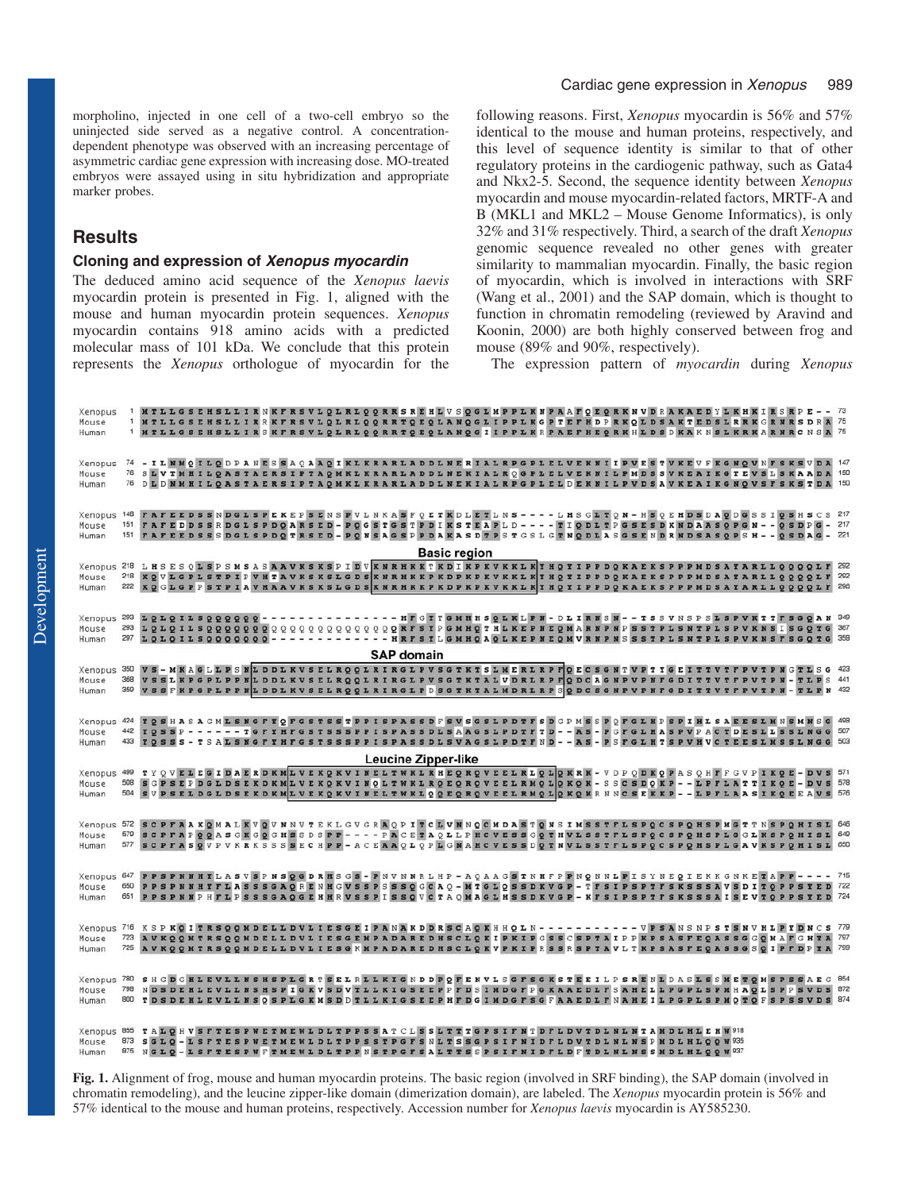morpholino, injected in one cell of a two-cell embryo so the uninjected side served as a negative control. A concentration-dependent phenotype was observed with an increasing percentage of asymmetric cardiac gene expression with increasing dose. MO-treated embryos were assayed using in situ hybridization and appropriate marker probes.

## Results

### Cloning and expression of *Xenopus myocardin*

The deduced amino acid sequence of the *Xenopus laevis* myocardin protein is presented in Fig. 1, aligned with the mouse and human myocardin protein sequences. *Xenopus* myocardin contains 918 amino acids with a predicted molecular mass of 101 kDa. We conclude that this protein represents the *Xenopus* orthologue of myocardin for the following reasons. First, *Xenopus* myocardin is 56% and 57% identical to the mouse and human proteins, respectively, and this level of sequence identity is similar to that of other regulatory proteins in the cardiogenic pathway, such as Gata4 and Nkx2-5. Second, the sequence identity between *Xenopus* myocardin and mouse myocardin-related factors, MRTF-A and B (MKL1 and MKL2 – Mouse Genome Informatics), is only 32% and 31% respectively. Third, a search of the draft *Xenopus* genomic sequence revealed no other genes with greater similarity to mammalian myocardin. Finally, the basic region of myocardin, which is involved in interactions with SRF (Wang et al., 2001) and the SAP domain, which is thought to function in chromatin remodeling (reviewed by Aravind and Koonin, 2000) are both highly conserved between frog and mouse (89% and 90%, respectively).

The expression pattern of *myocardin* during *Xenopus*

```
Xenopus   1 MTLLGSEHSLLIRNKFRSVLQLRLQQRRSREHLVSQGLMPPLKNPAAFQEQRKNVDRAKAEDYLKHKIRSRPE--  73
Mouse     1 MTLLGSEHSLLIRRKFRSVLQLRLQQRRTQEQLANQGLIPPLKGPTEFHDPRKQLDSAKTEDSLRKKGRNRSDRA  75
Human     1 MTLLGSEHSLLIRSKFRSVLQLRLQQRRTQEQLANQGIIPPLKRPAEFHEQRKHLDSDKAKNSLKRKARNRCNSA  75

Xenopus  74 -ILNMQILQDPANESSAQAAQIKLKRARLADDLNERIALRPGPLELVEKNIIPVESTVKEVFKGNQVNFSKSVDA 147
Mouse    76 SLVTMHILQASTAERSIPTAQMKLKRARLADDLNEKIALRQGPLELVEKNILPMDSSVKEAIKGTEVSLSKAADA 150
Human    76 DLDNMHILQASTAERSIPTAQMKLKRARLADDLNEKIALRPGPLELDEKNILPVDSAVKEAIKGNQVSFSKSTDA 150

Xenopus 148 FAFEEDSSNDGLSPEKEPSLNSPVLNKASFQLTKDLETLNS----LHSGLTQN-HSQEHDSDAQDGSSIQSHSCS 217
Mouse   151 FAFEDDSSRDGLSPDQARSED-PQGSTGSTPDIKSTEAPLD----TIQDLTPGSESDKNDAASQPGN--QSDPG- 217
Human   151 FAFEEDSSSDGLSPDQTRSED-PQNSAGSPPDAKASDTPSTGSLGTNQDLASGSENDRNDSASQPSH--QSDAG- 221

Xenopus 218 LHSESQLSPSMSASAAVKSKSPIDVKNRHKKTKDIKPKVKKLKYHQYIPPDQKAEKSPPPMDSAYARLLQQQQLF 292
Mouse   218 KQVLGPLSTPIPVHTAVKSKSLGDSKNRHKKPKDPKPKVKKLKYHQYIPPDQKAEKSPPPMDSAYARLLQQQQLF 292
Human   222 KQGLGPPSTPIAVHAAVKSKSLGDSKNRHKKPKDPKPKVKKLKYHQYIPPDQKAEKSPPPMDSAYARLLQQQQLF 296

Xenopus 293 LQLQILSQQQQQQ--------------HFGITGMHHSQLKLPN-DLIRNSN--TSSVNSPSLSPVKTTFSGQAN 349
Mouse   293 LQLQILSQQQQQQQQQQQQQQQQQQQQRFSIPGMHQTHLKEPNEQMARNPNPSSTPLSNTPLSPVKNSISGQTG 367
Human   297 LQLQILSQQQQQQ-------------HRFSILGMHQAQLKEPNEQMVRNPNSSSTPLSNTPLSPVKNSFSGQTG 359

Xenopus 350 VS-MKAGLLPSNLDDLKVSELRQQLRIRGLPVSGTKTSLMERLRPFQECSGNTVPTIGEITTVTFPVTPNGTLSG 423
Mouse   368 VSSLKPGPLPPNLDDLKVSELRQQLRIRGLPVSGTKTALVDRLRPFQDCAGNPVPNFGDITTVTFPVTPN-TLPS 441
Human   360 VSSFKPGPLPPNLDDLKVSELRQQLRIRGLPDSGTKTALMDRLRPSQDCSGNPVPNFGDITTVTFPVTPN-TLPN 432

Xenopus 424 TQSHASAGMLSNGFFQFGSTSSTPPISPASSDFSVSGSLPDTFSDCPMSSPQFGLHPSPIHLSAEEELMNSMNSG 498
Mouse   442 YQSSP------TGFYHFGSTSSSPPISPASSDLSAAGSLPDTFTD--AS-PGFGLHASPVPACTDESLLSSLNGG 507
Human   433 YQSSS-TSALSNGFYHFGSTSSSPPISPASSDLSVAGSLPDTFND--AS-PSFGLHTSPVHVCTEESLMSSLNGG 503

Xenopus 499 TYQVELEGIDAERDKMLVEKQKVINELTWKLKHEQRQVEELKLQLQKRK-VDPQDKQPASQHFFGVPIKQE-DVS 571
Mouse   508 SGPSEPDGLDSEKDKMLVEKQKVINQLTWKLRQEQRQVEELRMQLQKQK-SSCSDQKP--LPFLATTIKQE-DVS 578
Human   504 SVPSELDGLDSEKDKMLVEKQKVINELTWKLQQEQRQVEELRMQLQKQKRNNCSEKKP--LPFLAASIKQEEAVS 576

Xenopus 572 SCPFAAKQMALKVQVNNVTEKLGVGRAQPITCLVNNQCMDASTQNSIMSSTFLSPQCSPQHSPMGTTNSPQHISL 646
Mouse   579 SCPFAPQQASGKGQGHSSDSPP----PACETAQLLPHCVESSGQTHVLSSTFLSPQCSPQHSPLGGLKSPQHISL 649
Human   577 SCPFASQVPVKKSSSSECHPP-ACEAAQLQPLGNAHCVESSDQTNVLSSTFLSPQCSPQHSPLGAVKSPQHISL 650

Xenopus 647 PPSPNNHFLASVSPNSQGDRHSGS-PNVNNRLHP-AQAAGSTNHFPPNQNNLPISYNEQIEKKGNKETAPP---- 715
Mouse   650 PPSPNNHYFLASSSGAQRENHGVSSPSSSQGCAQ-MTGLQSSDKVGP-TFSIPSPTFSKSSSAVSDITQPPSYED 722
Human   651 PPSPNNPHFLPSSSGAQGEHHRVSSPISSQVCTAQMAGLHSSDKVGP-KFSIPSPTFSKSSSAISEVTQPPSYED 724

Xenopus 716 KSPKQITRSQQNDELLDVLIESGEIPANAKDDRSCAQKHHQLN-----------VPSANSNPSTSNVHLPYDNCS 779
Mouse   723 AVKQQMTRSQQMDELLDVLIESGEMPADAREDHSCLQKIPKIPGSSCSPTAIPPKPSASFEQASSGGQMAFGHYA 797
Human   725 AVKQQMTRSQQMDELLDVLIESGKMPADAREDHSCLQKVPKIPRSSRSPTAVLTKPSASFEQASSGSQIPFDPYA 799

Xenopus 780 SHGDCRLEVLLNSHSPLGRTSELRLLKIGNDPQFENVLSGFSGKSTEEILPSRENLDASLSSMETQMSPSSAEC 854
Mouse   798 NDSDEHLEVLLNSHSPIGKVSDVTLLKIGSEEPPFDSIMDGFPGKAAEDLFSAHELLPGPLSPMHAQLSPPSVDS 872
Human   800 TDSDEHLEVLLNSQSPLGKMSDDTLLKIGSEEPHFDGIMDGFSGFAAEDLFNAHEILPGPLSPMQTQFSPSSVDS 874

Xenopus 855 TALQHVSFTESPWETMEWLDLTPPSSATCLSSLTTTGPSIFNTDFLDVTDLNLNTAMDLHLEHW918
Mouse   873 SGLQ-LSFTESPWETMEWLDLTPPSSTPGFSNLTSSGPSIFNIDFLDVTDLNLNSPMDLHLQQW935
Human   875 NGLQ-LSFTESPWFTMEWLDLTPPNSTPGFSALTTSSPSIFNIDFLDFTDLNLNSSMDLHLQQW937
```

**Fig. 1.** Alignment of frog, mouse and human myocardin proteins. The basic region (involved in SRF binding), the SAP domain (involved in chromatin remodeling), and the leucine zipper-like domain (dimerization domain), are labeled. The *Xenopus* myocardin protein is 56% and 57% identical to the mouse and human proteins, respectively. Accession number for *Xenopus laevis* myocardin is AY585230.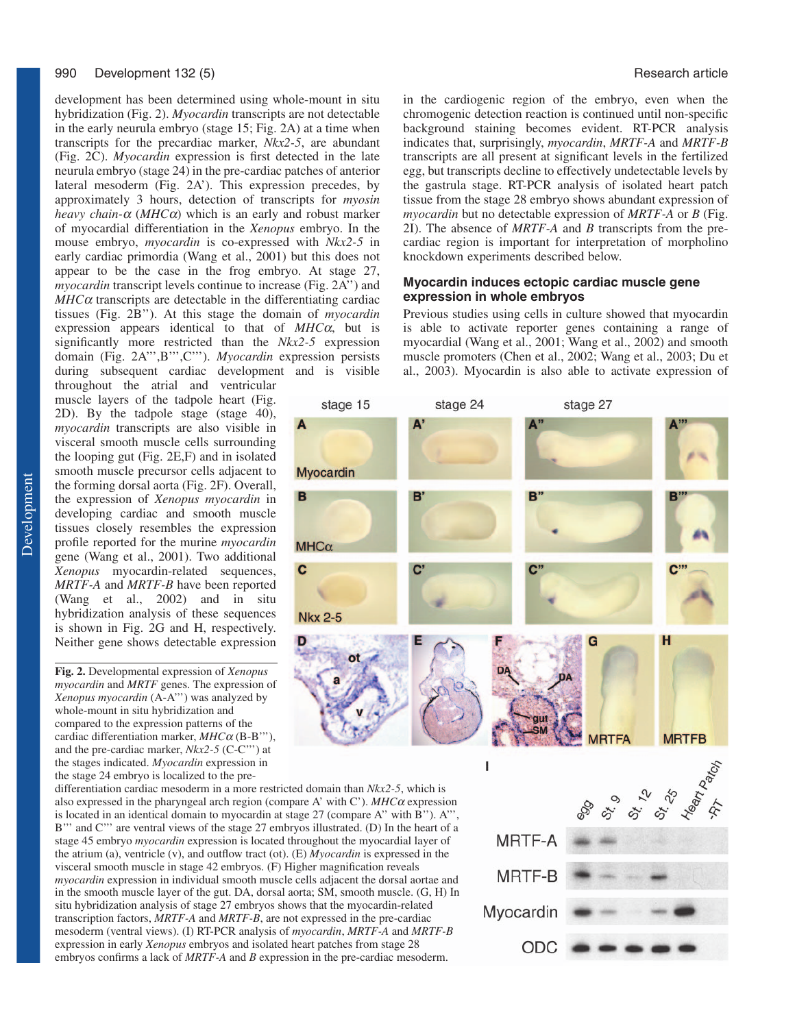development has been determined using whole-mount in situ hybridization (Fig. 2). *Myocardin* transcripts are not detectable in the early neurula embryo (stage 15; Fig. 2A) at a time when transcripts for the precardiac marker, *Nkx2-5*, are abundant (Fig. 2C). *Myocardin* expression is first detected in the late neurula embryo (stage 24) in the pre-cardiac patches of anterior lateral mesoderm (Fig. 2A'). This expression precedes, by approximately 3 hours, detection of transcripts for *myosin heavy chain-*$\alpha$ (*MHC*$\alpha$) which is an early and robust marker of myocardial differentiation in the *Xenopus* embryo. In the mouse embryo, *myocardin* is co-expressed with *Nkx2-5* in early cardiac primordia (Wang et al., 2001) but this does not appear to be the case in the frog embryo. At stage 27, *myocardin* transcript levels continue to increase (Fig. 2A'') and *MHC*$\alpha$ transcripts are detectable in the differentiating cardiac tissues (Fig. 2B''). At this stage the domain of *myocardin* expression appears identical to that of *MHC*$\alpha$, but is significantly more restricted than the *Nkx2-5* expression domain (Fig. 2A''',B''',C'''). *Myocardin* expression persists during subsequent cardiac development and is visible throughout the atrial and ventricular muscle layers of the tadpole heart (Fig. 2D). By the tadpole stage (stage 40), *myocardin* transcripts are also visible in visceral smooth muscle cells surrounding the looping gut (Fig. 2E,F) and in isolated smooth muscle precursor cells adjacent to the forming dorsal aorta (Fig. 2F). Overall, the expression of *Xenopus myocardin* in developing cardiac and smooth muscle tissues closely resembles the expression profile reported for the murine *myocardin* gene (Wang et al., 2001). Two additional *Xenopus* myocardin-related sequences, *MRTF-A* and *MRTF-B* have been reported (Wang et al., 2002) and in situ hybridization analysis of these sequences is shown in Fig. 2G and H, respectively. Neither gene shows detectable expression in the cardiogenic region of the embryo, even when the chromogenic detection reaction is continued until non-specific background staining becomes evident. RT-PCR analysis indicates that, surprisingly, *myocardin*, *MRTF-A* and *MRTF-B* transcripts are all present at significant levels in the fertilized egg, but transcripts decline to effectively undetectable levels by the gastrula stage. RT-PCR analysis of isolated heart patch tissue from the stage 28 embryo shows abundant expression of *myocardin* but no detectable expression of *MRTF-A* or *B* (Fig. 2I). The absence of *MRTF-A* and *B* transcripts from the pre-cardiac region is important for interpretation of morpholino knockdown experiments described below.

**Fig. 2.** Developmental expression of *Xenopus myocardin* and *MRTF* genes. The expression of *Xenopus myocardin* (A-A''') was analyzed by whole-mount in situ hybridization and compared to the expression patterns of the cardiac differentiation marker, *MHC*$\alpha$ (B-B'''), and the pre-cardiac marker, *Nkx2-5* (C-C''') at the stages indicated. *Myocardin* expression in the stage 24 embryo is localized to the pre-differentiation cardiac mesoderm in a more restricted domain than *Nkx2-5*, which is also expressed in the pharyngeal arch region (compare A' with C'). *MHC*$\alpha$ expression is located in an identical domain to myocardin at stage 27 (compare A'' with B''). A''', B''' and C''' are ventral views of the stage 27 embryos illustrated. (D) In the heart of a stage 45 embryo *myocardin* expression is located throughout the myocardial layer of the atrium (a), ventricle (v), and outflow tract (ot). (E) *Myocardin* is expressed in the visceral smooth muscle in stage 42 embryos. (F) Higher magnification reveals *myocardin* expression in individual smooth muscle cells adjacent the dorsal aortae and in the smooth muscle layer of the gut. DA, dorsal aorta; SM, smooth muscle. (G, H) In situ hybridization analysis of stage 27 embryos shows that the myocardin-related transcription factors, *MRTF-A* and *MRTF-B*, are not expressed in the pre-cardiac mesoderm (ventral views). (I) RT-PCR analysis of *myocardin*, *MRTF-A* and *MRTF-B* expression in early *Xenopus* embryos and isolated heart patches from stage 28 embryos confirms a lack of *MRTF-A* and *B* expression in the pre-cardiac mesoderm.

### Myocardin induces ectopic cardiac muscle gene expression in whole embryos

Previous studies using cells in culture showed that myocardin is able to activate reporter genes containing a range of myocardial (Wang et al., 2001; Wang et al., 2002) and smooth muscle promoters (Chen et al., 2002; Wang et al., 2003; Du et al., 2003). Myocardin is also able to activate expression of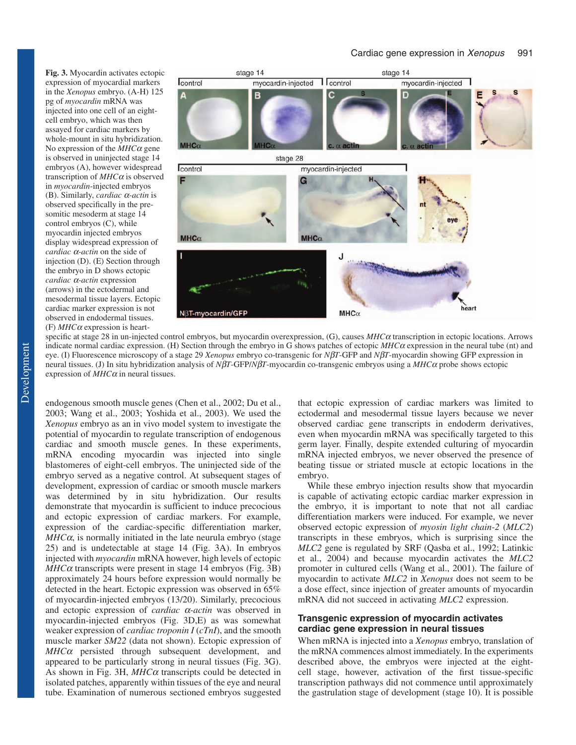**Fig. 3.** Myocardin activates ectopic expression of myocardial markers in the *Xenopus* embryo. (A-H) 125 pg of *myocardin* mRNA was injected into one cell of an eight-cell embryo, which was then assayed for cardiac markers by whole-mount in situ hybridization. No expression of the *MHCα* gene is observed in uninjected stage 14 embryos (A), however widespread transcription of *MHCα* is observed in *myocardin*-injected embryos (B). Similarly, *cardiac α-actin* is observed specifically in the pre-somitic mesoderm at stage 14 control embryos (C), while myocardin injected embryos display widespread expression of *cardiac α-actin* on the side of injection (D). (E) Section through the embryo in D shows ectopic *cardiac α-actin* expression (arrows) in the ectodermal and mesodermal tissue layers. Ectopic cardiac marker expression is not observed in endodermal tissues. (F) *MHCα* expression is heart-specific at stage 28 in un-injected control embryos, but myocardin overexpression, (G), causes *MHCα* transcription in ectopic locations. Arrows indicate normal cardiac expression. (H) Section through the embryo in G shows patches of ectopic *MHCα* expression in the neural tube (nt) and eye. (I) Fluorescence microscopy of a stage 29 *Xenopus* embryo co-transgenic for *NβT*-GFP and *NβT*-myocardin showing GFP expression in neural tissues. (J) In situ hybridization analysis of *NβT*-GFP/*NβT*-myocardin co-transgenic embryos using a *MHCα* probe shows ectopic expression of *MHCα* in neural tissues.

endogenous smooth muscle genes (Chen et al., 2002; Du et al., 2003; Wang et al., 2003; Yoshida et al., 2003). We used the *Xenopus* embryo as an in vivo model system to investigate the potential of myocardin to regulate transcription of endogenous cardiac and smooth muscle genes. In these experiments, mRNA encoding myocardin was injected into single blastomeres of eight-cell embryos. The uninjected side of the embryo served as a negative control. At subsequent stages of development, expression of cardiac or smooth muscle markers was determined by in situ hybridization. Our results demonstrate that myocardin is sufficient to induce precocious and ectopic expression of cardiac markers. For example, expression of the cardiac-specific differentiation marker, *MHCα*, is normally initiated in the late neurula embryo (stage 25) and is undetectable at stage 14 (Fig. 3A). In embryos injected with *myocardin* mRNA however, high levels of ectopic *MHCα* transcripts were present in stage 14 embryos (Fig. 3B) approximately 24 hours before expression would normally be detected in the heart. Ectopic expression was observed in 65% of myocardin-injected embryos (13/20). Similarly, precocious and ectopic expression of *cardiac α-actin* was observed in myocardin-injected embryos (Fig. 3D,E) as was somewhat weaker expression of *cardiac troponin I* (*cTnI*), and the smooth muscle marker *SM22* (data not shown). Ectopic expression of *MHCα* persisted through subsequent development, and appeared to be particularly strong in neural tissues (Fig. 3G). As shown in Fig. 3H, *MHCα* transcripts could be detected in isolated patches, apparently within tissues of the eye and neural tube. Examination of numerous sectioned embryos suggested that ectopic expression of cardiac markers was limited to ectodermal and mesodermal tissue layers because we never observed cardiac gene transcripts in endoderm derivatives, even when myocardin mRNA was specifically targeted to this germ layer. Finally, despite extended culturing of myocardin mRNA injected embryos, we never observed the presence of beating tissue or striated muscle at ectopic locations in the embryo.

While these embryo injection results show that myocardin is capable of activating ectopic cardiac marker expression in the embryo, it is important to note that not all cardiac differentiation markers were induced. For example, we never observed ectopic expression of *myosin light chain-2* (*MLC2*) transcripts in these embryos, which is surprising since the *MLC2* gene is regulated by SRF (Qasba et al., 1992; Latinkic et al., 2004) and because myocardin activates the *MLC2* promoter in cultured cells (Wang et al., 2001). The failure of myocardin to activate *MLC2* in *Xenopus* does not seem to be a dose effect, since injection of greater amounts of myocardin mRNA did not succeed in activating *MLC2* expression.

### Transgenic expression of myocardin activates cardiac gene expression in neural tissues

When mRNA is injected into a *Xenopus* embryo, translation of the mRNA commences almost immediately. In the experiments described above, the embryos were injected at the eight-cell stage, however, activation of the first tissue-specific transcription pathways did not commence until approximately the gastrulation stage of development (stage 10). It is possible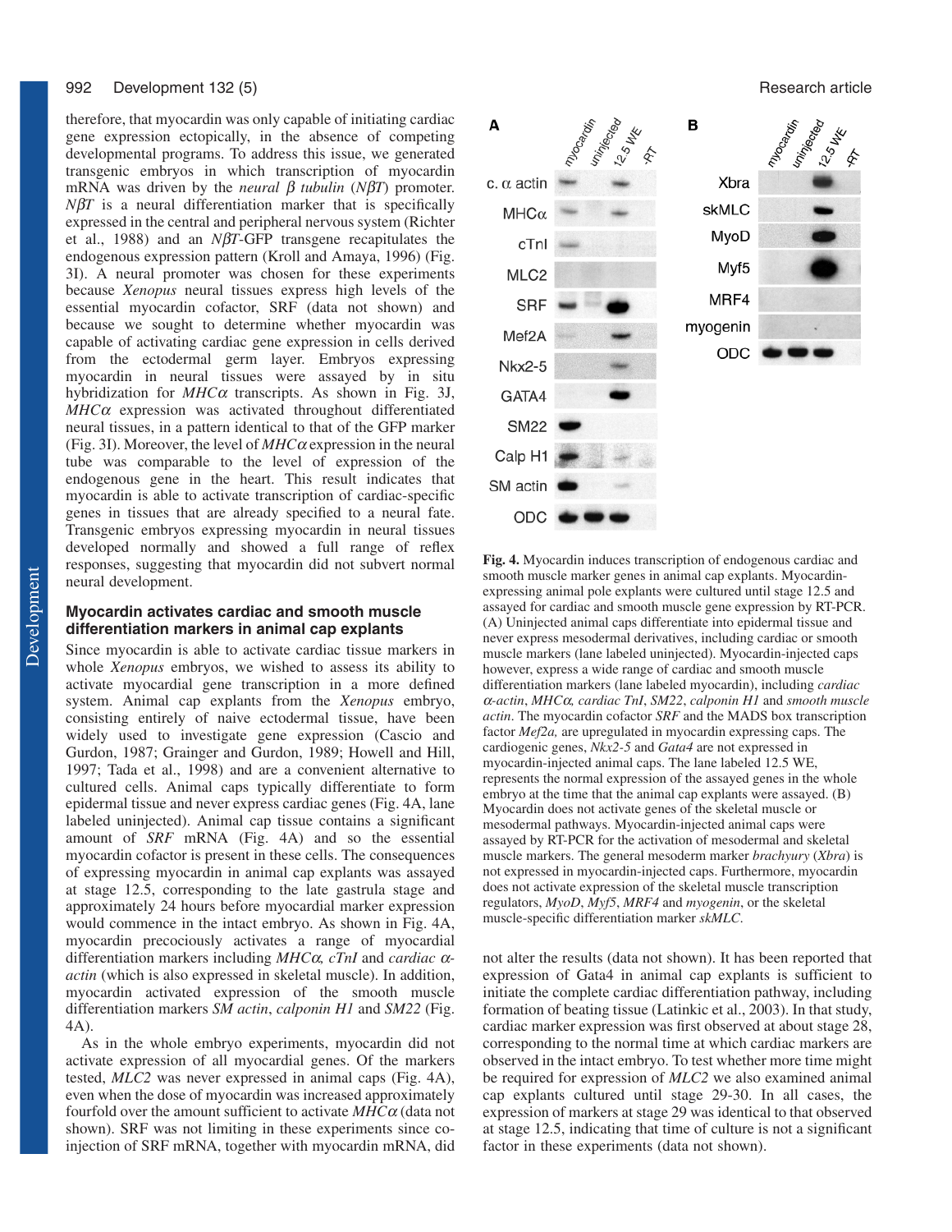therefore, that myocardin was only capable of initiating cardiac gene expression ectopically, in the absence of competing developmental programs. To address this issue, we generated transgenic embryos in which transcription of myocardin mRNA was driven by the *neural β tubulin* (*NβT*) promoter. *NβT* is a neural differentiation marker that is specifically expressed in the central and peripheral nervous system (Richter et al., 1988) and an *NβT*-GFP transgene recapitulates the endogenous expression pattern (Kroll and Amaya, 1996) (Fig. 3I). A neural promoter was chosen for these experiments because *Xenopus* neural tissues express high levels of the essential myocardin cofactor, SRF (data not shown) and because we sought to determine whether myocardin was capable of activating cardiac gene expression in cells derived from the ectodermal germ layer. Embryos expressing myocardin in neural tissues were assayed by in situ hybridization for *MHCα* transcripts. As shown in Fig. 3J, *MHCα* expression was activated throughout differentiated neural tissues, in a pattern identical to that of the GFP marker (Fig. 3I). Moreover, the level of *MHCα* expression in the neural tube was comparable to the level of expression of the endogenous gene in the heart. This result indicates that myocardin is able to activate transcription of cardiac-specific genes in tissues that are already specified to a neural fate. Transgenic embryos expressing myocardin in neural tissues developed normally and showed a full range of reflex responses, suggesting that myocardin did not subvert normal neural development.

## Myocardin activates cardiac and smooth muscle differentiation markers in animal cap explants

Since myocardin is able to activate cardiac tissue markers in whole *Xenopus* embryos, we wished to assess its ability to activate myocardial gene transcription in a more defined system. Animal cap explants from the *Xenopus* embryo, consisting entirely of naive ectodermal tissue, have been widely used to investigate gene expression (Cascio and Gurdon, 1987; Grainger and Gurdon, 1989; Howell and Hill, 1997; Tada et al., 1998) and are a convenient alternative to cultured cells. Animal caps typically differentiate to form epidermal tissue and never express cardiac genes (Fig. 4A, lane labeled uninjected). Animal cap tissue contains a significant amount of *SRF* mRNA (Fig. 4A) and so the essential myocardin cofactor is present in these cells. The consequences of expressing myocardin in animal cap explants was assayed at stage 12.5, corresponding to the late gastrula stage and approximately 24 hours before myocardial marker expression would commence in the intact embryo. As shown in Fig. 4A, myocardin precociously activates a range of myocardial differentiation markers including *MHCα*, *cTnI* and *cardiac α-actin* (which is also expressed in skeletal muscle). In addition, myocardin activated expression of the smooth muscle differentiation markers *SM actin*, *calponin H1* and *SM22* (Fig. 4A).

As in the whole embryo experiments, myocardin did not activate expression of all myocardial genes. Of the markers tested, *MLC2* was never expressed in animal caps (Fig. 4A), even when the dose of myocardin was increased approximately fourfold over the amount sufficient to activate *MHCα* (data not shown). SRF was not limiting in these experiments since co-injection of SRF mRNA, together with myocardin mRNA, did not alter the results (data not shown). It has been reported that expression of Gata4 in animal cap explants is sufficient to initiate the complete cardiac differentiation pathway, including formation of beating tissue (Latinkic et al., 2003). In that study, cardiac marker expression was first observed at about stage 28, corresponding to the normal time at which cardiac markers are observed in the intact embryo. To test whether more time might be required for expression of *MLC2* we also examined animal cap explants cultured until stage 29-30. In all cases, the expression of markers at stage 29 was identical to that observed at stage 12.5, indicating that time of culture is not a significant factor in these experiments (data not shown).

**Fig. 4.** Myocardin induces transcription of endogenous cardiac and smooth muscle marker genes in animal cap explants. Myocardin-expressing animal pole explants were cultured until stage 12.5 and assayed for cardiac and smooth muscle gene expression by RT-PCR. (A) Uninjected animal caps differentiate into epidermal tissue and never express mesodermal derivatives, including cardiac or smooth muscle markers (lane labeled uninjected). Myocardin-injected caps however, express a wide range of cardiac and smooth muscle differentiation markers (lane labeled myocardin), including *cardiac α-actin*, *MHCα*, *cardiac TnI*, *SM22*, *calponin H1* and *smooth muscle actin*. The myocardin cofactor *SRF* and the MADS box transcription factor *Mef2a,* are upregulated in myocardin expressing caps. The cardiogenic genes, *Nkx2-5* and *Gata4* are not expressed in myocardin-injected animal caps. The lane labeled 12.5 WE, represents the normal expression of the assayed genes in the whole embryo at the time that the animal cap explants were assayed. (B) Myocardin does not activate genes of the skeletal muscle or mesodermal pathways. Myocardin-injected animal caps were assayed by RT-PCR for the activation of mesodermal and skeletal muscle markers. The general mesoderm marker *brachyury* (*Xbra*) is not expressed in myocardin-injected caps. Furthermore, myocardin does not activate expression of the skeletal muscle transcription regulators, *MyoD*, *Myf5*, *MRF4* and *myogenin*, or the skeletal muscle-specific differentiation marker *skMLC*.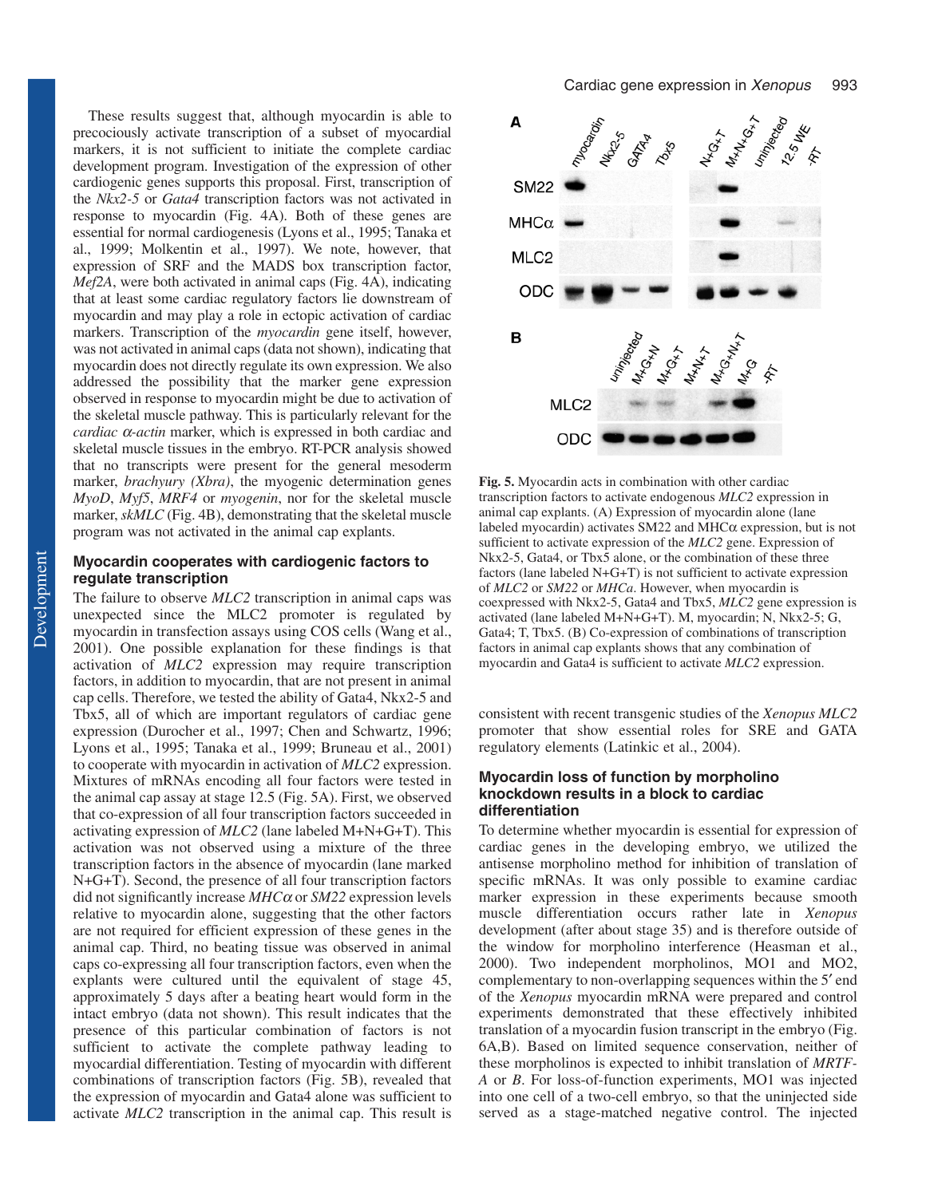These results suggest that, although myocardin is able to precociously activate transcription of a subset of myocardial markers, it is not sufficient to initiate the complete cardiac development program. Investigation of the expression of other cardiogenic genes supports this proposal. First, transcription of the *Nkx2-5* or *Gata4* transcription factors was not activated in response to myocardin (Fig. 4A). Both of these genes are essential for normal cardiogenesis (Lyons et al., 1995; Tanaka et al., 1999; Molkentin et al., 1997). We note, however, that expression of SRF and the MADS box transcription factor, *Mef2A*, were both activated in animal caps (Fig. 4A), indicating that at least some cardiac regulatory factors lie downstream of myocardin and may play a role in ectopic activation of cardiac markers. Transcription of the *myocardin* gene itself, however, was not activated in animal caps (data not shown), indicating that myocardin does not directly regulate its own expression. We also addressed the possibility that the marker gene expression observed in response to myocardin might be due to activation of the skeletal muscle pathway. This is particularly relevant for the *cardiac α-actin* marker, which is expressed in both cardiac and skeletal muscle tissues in the embryo. RT-PCR analysis showed that no transcripts were present for the general mesoderm marker, *brachyury (Xbra)*, the myogenic determination genes *MyoD*, *Myf5*, *MRF4* or *myogenin*, nor for the skeletal muscle marker, *skMLC* (Fig. 4B), demonstrating that the skeletal muscle program was not activated in the animal cap explants.

### Myocardin cooperates with cardiogenic factors to regulate transcription

The failure to observe *MLC2* transcription in animal caps was unexpected since the MLC2 promoter is regulated by myocardin in transfection assays using COS cells (Wang et al., 2001). One possible explanation for these findings is that activation of *MLC2* expression may require transcription factors, in addition to myocardin, that are not present in animal cap cells. Therefore, we tested the ability of Gata4, Nkx2-5 and Tbx5, all of which are important regulators of cardiac gene expression (Durocher et al., 1997; Chen and Schwartz, 1996; Lyons et al., 1995; Tanaka et al., 1999; Bruneau et al., 2001) to cooperate with myocardin in activation of *MLC2* expression. Mixtures of mRNAs encoding all four factors were tested in the animal cap assay at stage 12.5 (Fig. 5A). First, we observed that co-expression of all four transcription factors succeeded in activating expression of *MLC2* (lane labeled M+N+G+T). This activation was not observed using a mixture of the three transcription factors in the absence of myocardin (lane marked N+G+T). Second, the presence of all four transcription factors did not significantly increase *MHCα* or *SM22* expression levels relative to myocardin alone, suggesting that the other factors are not required for efficient expression of these genes in the animal cap. Third, no beating tissue was observed in animal caps co-expressing all four transcription factors, even when the explants were cultured until the equivalent of stage 45, approximately 5 days after a beating heart would form in the intact embryo (data not shown). This result indicates that the presence of this particular combination of factors is not sufficient to activate the complete pathway leading to myocardial differentiation. Testing of myocardin with different combinations of transcription factors (Fig. 5B), revealed that the expression of myocardin and Gata4 alone was sufficient to activate *MLC2* transcription in the animal cap. This result is consistent with recent transgenic studies of the *Xenopus MLC2* promoter that show essential roles for SRE and GATA regulatory elements (Latinkic et al., 2004).

**Fig. 5.** Myocardin acts in combination with other cardiac transcription factors to activate endogenous *MLC2* expression in animal cap explants. (A) Expression of myocardin alone (lane labeled myocardin) activates SM22 and MHCα expression, but is not sufficient to activate expression of the *MLC2* gene. Expression of Nkx2-5, Gata4, or Tbx5 alone, or the combination of these three factors (lane labeled N+G+T) is not sufficient to activate expression of *MLC2* or *SM22* or *MHCa*. However, when myocardin is coexpressed with Nkx2-5, Gata4 and Tbx5, *MLC2* gene expression is activated (lane labeled M+N+G+T). M, myocardin; N, Nkx2-5; G, Gata4; T, Tbx5. (B) Co-expression of combinations of transcription factors in animal cap explants shows that any combination of myocardin and Gata4 is sufficient to activate *MLC2* expression.

### Myocardin loss of function by morpholino knockdown results in a block to cardiac differentiation

To determine whether myocardin is essential for expression of cardiac genes in the developing embryo, we utilized the antisense morpholino method for inhibition of translation of specific mRNAs. It was only possible to examine cardiac marker expression in these experiments because smooth muscle differentiation occurs rather late in *Xenopus* development (after about stage 35) and is therefore outside of the window for morpholino interference (Heasman et al., 2000). Two independent morpholinos, MO1 and MO2, complementary to non-overlapping sequences within the 5′ end of the *Xenopus* myocardin mRNA were prepared and control experiments demonstrated that these effectively inhibited translation of a myocardin fusion transcript in the embryo (Fig. 6A,B). Based on limited sequence conservation, neither of these morpholinos is expected to inhibit translation of *MRTF-A* or *B*. For loss-of-function experiments, MO1 was injected into one cell of a two-cell embryo, so that the uninjected side served as a stage-matched negative control. The injected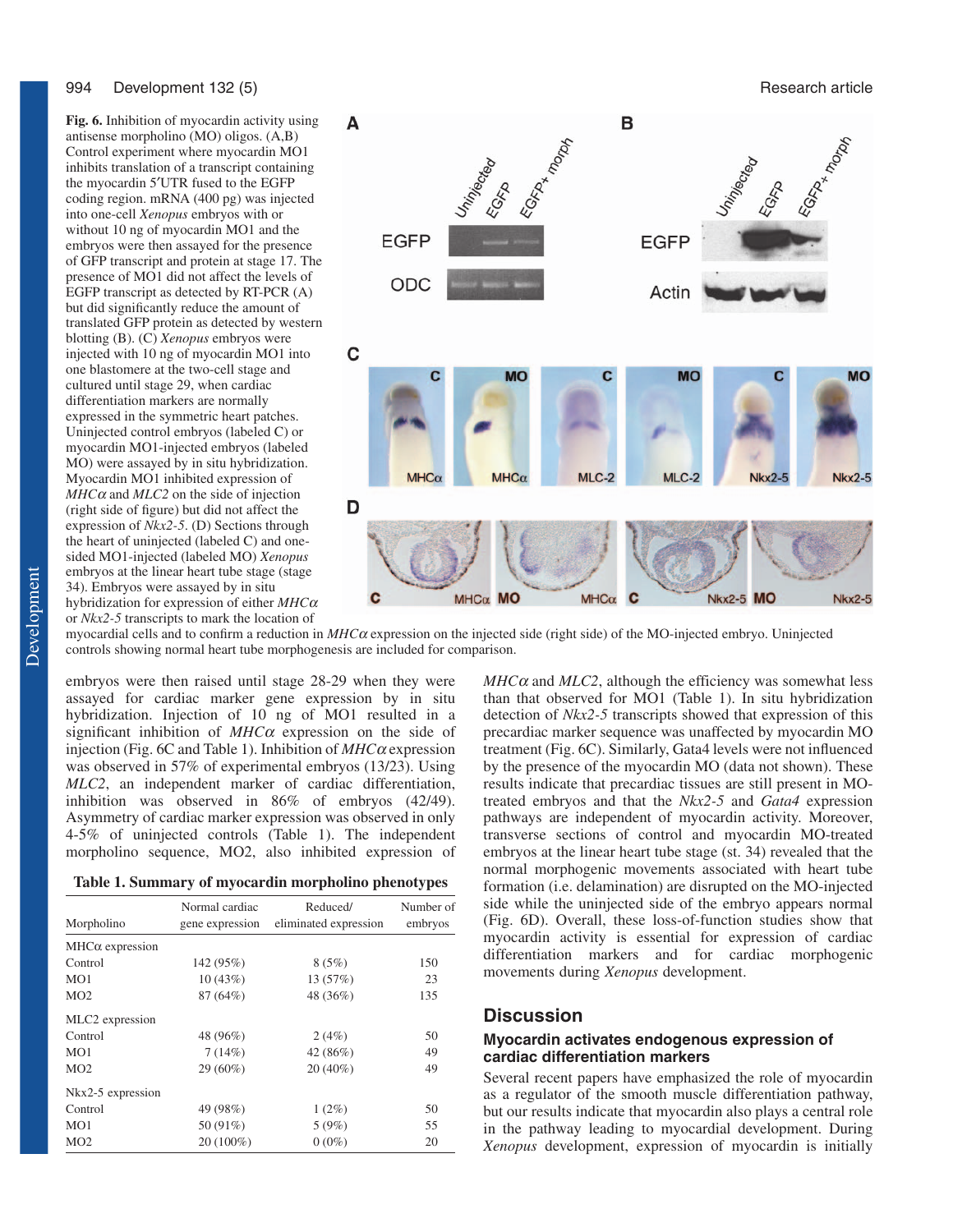**Fig. 6.** Inhibition of myocardin activity using antisense morpholino (MO) oligos. (A,B) Control experiment where myocardin MO1 inhibits translation of a transcript containing the myocardin 5′UTR fused to the EGFP coding region. mRNA (400 pg) was injected into one-cell *Xenopus* embryos with or without 10 ng of myocardin MO1 and the embryos were then assayed for the presence of GFP transcript and protein at stage 17. The presence of MO1 did not affect the levels of EGFP transcript as detected by RT-PCR (A) but did significantly reduce the amount of translated GFP protein as detected by western blotting (B). (C) *Xenopus* embryos were injected with 10 ng of myocardin MO1 into one blastomere at the two-cell stage and cultured until stage 29, when cardiac differentiation markers are normally expressed in the symmetric heart patches. Uninjected control embryos (labeled C) or myocardin MO1-injected embryos (labeled MO) were assayed by in situ hybridization. Myocardin MO1 inhibited expression of *MHCα* and *MLC2* on the side of injection (right side of figure) but did not affect the expression of *Nkx2-5*. (D) Sections through the heart of uninjected (labeled C) and one-sided MO1-injected (labeled MO) *Xenopus* embryos at the linear heart tube stage (stage 34). Embryos were assayed by in situ hybridization for expression of either *MHCα* or *Nkx2-5* transcripts to mark the location of myocardial cells and to confirm a reduction in *MHCα* expression on the injected side (right side) of the MO-injected embryo. Uninjected controls showing normal heart tube morphogenesis are included for comparison.

embryos were then raised until stage 28-29 when they were assayed for cardiac marker gene expression by in situ hybridization. Injection of 10 ng of MO1 resulted in a significant inhibition of *MHCα* expression on the side of injection (Fig. 6C and Table 1). Inhibition of *MHCα* expression was observed in 57% of experimental embryos (13/23). Using *MLC2*, an independent marker of cardiac differentiation, inhibition was observed in 86% of embryos (42/49). Asymmetry of cardiac marker expression was observed in only 4-5% of uninjected controls (Table 1). The independent morpholino sequence, MO2, also inhibited expression of *MHCα* and *MLC2*, although the efficiency was somewhat less than that observed for MO1 (Table 1). In situ hybridization detection of *Nkx2-5* transcripts showed that expression of this precardiac marker sequence was unaffected by myocardin MO treatment (Fig. 6C). Similarly, Gata4 levels were not influenced by the presence of the myocardin MO (data not shown). These results indicate that precardiac tissues are still present in MO-treated embryos and that the *Nkx2-5* and *Gata4* expression pathways are independent of myocardin activity. Moreover, transverse sections of control and myocardin MO-treated embryos at the linear heart tube stage (st. 34) revealed that the normal morphogenic movements associated with heart tube formation (i.e. delamination) are disrupted on the MO-injected side while the uninjected side of the embryo appears normal (Fig. 6D). Overall, these loss-of-function studies show that myocardin activity is essential for expression of cardiac differentiation markers and for cardiac morphogenic movements during *Xenopus* development.

**Table 1. Summary of myocardin morpholino phenotypes**

| Morpholino | Normal cardiac gene expression | Reduced/ eliminated expression | Number of embryos |
|---|---|---|---|
| MHCα expression | | | |
| Control | 142 (95%) | 8 (5%) | 150 |
| MO1 | 10 (43%) | 13 (57%) | 23 |
| MO2 | 87 (64%) | 48 (36%) | 135 |
| MLC2 expression | | | |
| Control | 48 (96%) | 2 (4%) | 50 |
| MO1 | 7 (14%) | 42 (86%) | 49 |
| MO2 | 29 (60%) | 20 (40%) | 49 |
| Nkx2-5 expression | | | |
| Control | 49 (98%) | 1 (2%) | 50 |
| MO1 | 50 (91%) | 5 (9%) | 55 |
| MO2 | 20 (100%) | 0 (0%) | 20 |

## Discussion

### Myocardin activates endogenous expression of cardiac differentiation markers

Several recent papers have emphasized the role of myocardin as a regulator of the smooth muscle differentiation pathway, but our results indicate that myocardin also plays a central role in the pathway leading to myocardial development. During *Xenopus* development, expression of myocardin is initially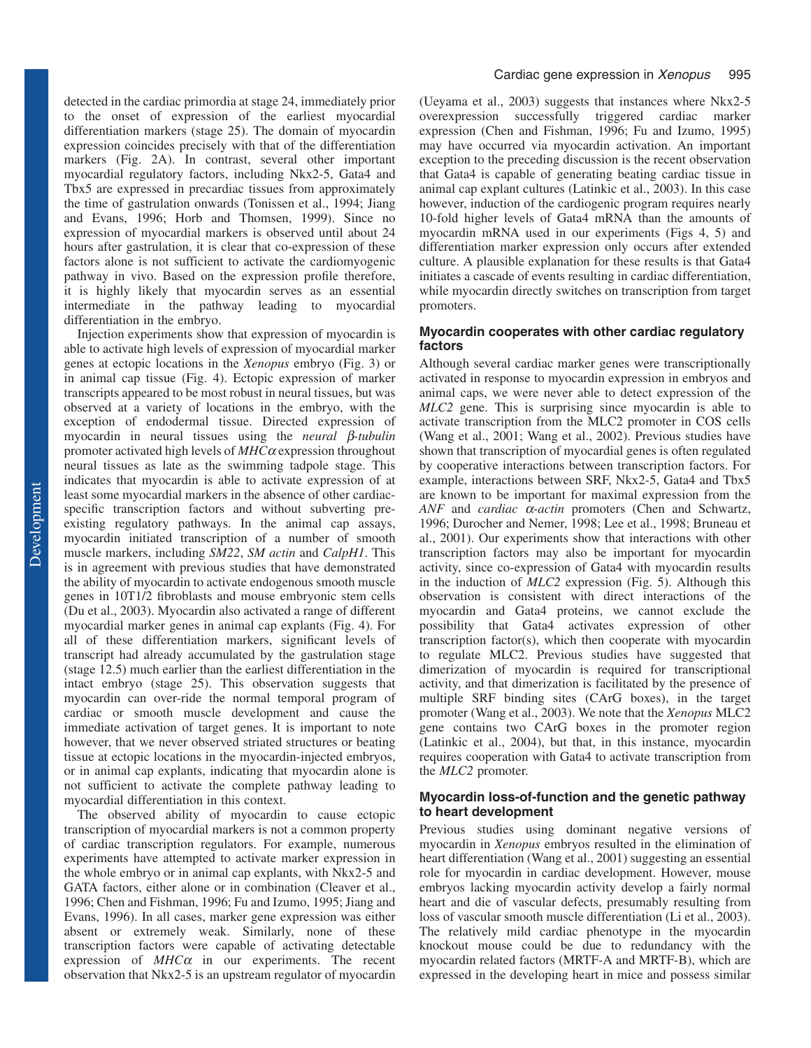detected in the cardiac primordia at stage 24, immediately prior to the onset of expression of the earliest myocardial differentiation markers (stage 25). The domain of myocardin expression coincides precisely with that of the differentiation markers (Fig. 2A). In contrast, several other important myocardial regulatory factors, including Nkx2-5, Gata4 and Tbx5 are expressed in precardiac tissues from approximately the time of gastrulation onwards (Tonissen et al., 1994; Jiang and Evans, 1996; Horb and Thomsen, 1999). Since no expression of myocardial markers is observed until about 24 hours after gastrulation, it is clear that co-expression of these factors alone is not sufficient to activate the cardiomyogenic pathway in vivo. Based on the expression profile therefore, it is highly likely that myocardin serves as an essential intermediate in the pathway leading to myocardial differentiation in the embryo.

Injection experiments show that expression of myocardin is able to activate high levels of expression of myocardial marker genes at ectopic locations in the *Xenopus* embryo (Fig. 3) or in animal cap tissue (Fig. 4). Ectopic expression of marker transcripts appeared to be most robust in neural tissues, but was observed at a variety of locations in the embryo, with the exception of endodermal tissue. Directed expression of myocardin in neural tissues using the *neural β-tubulin* promoter activated high levels of *MHCα* expression throughout neural tissues as late as the swimming tadpole stage. This indicates that myocardin is able to activate expression of at least some myocardial markers in the absence of other cardiac-specific transcription factors and without subverting pre-existing regulatory pathways. In the animal cap assays, myocardin initiated transcription of a number of smooth muscle markers, including *SM22*, *SM actin* and *CalpH1*. This is in agreement with previous studies that have demonstrated the ability of myocardin to activate endogenous smooth muscle genes in 10T1/2 fibroblasts and mouse embryonic stem cells (Du et al., 2003). Myocardin also activated a range of different myocardial marker genes in animal cap explants (Fig. 4). For all of these differentiation markers, significant levels of transcript had already accumulated by the gastrulation stage (stage 12.5) much earlier than the earliest differentiation in the intact embryo (stage 25). This observation suggests that myocardin can over-ride the normal temporal program of cardiac or smooth muscle development and cause the immediate activation of target genes. It is important to note however, that we never observed striated structures or beating tissue at ectopic locations in the myocardin-injected embryos, or in animal cap explants, indicating that myocardin alone is not sufficient to activate the complete pathway leading to myocardial differentiation in this context.

The observed ability of myocardin to cause ectopic transcription of myocardial markers is not a common property of cardiac transcription regulators. For example, numerous experiments have attempted to activate marker expression in the whole embryo or in animal cap explants, with Nkx2-5 and GATA factors, either alone or in combination (Cleaver et al., 1996; Chen and Fishman, 1996; Fu and Izumo, 1995; Jiang and Evans, 1996). In all cases, marker gene expression was either absent or extremely weak. Similarly, none of these transcription factors were capable of activating detectable expression of *MHCα* in our experiments. The recent observation that Nkx2-5 is an upstream regulator of myocardin (Ueyama et al., 2003) suggests that instances where Nkx2-5 overexpression successfully triggered cardiac marker expression (Chen and Fishman, 1996; Fu and Izumo, 1995) may have occurred via myocardin activation. An important exception to the preceding discussion is the recent observation that Gata4 is capable of generating beating cardiac tissue in animal cap explant cultures (Latinkic et al., 2003). In this case however, induction of the cardiogenic program requires nearly 10-fold higher levels of Gata4 mRNA than the amounts of myocardin mRNA used in our experiments (Figs 4, 5) and differentiation marker expression only occurs after extended culture. A plausible explanation for these results is that Gata4 initiates a cascade of events resulting in cardiac differentiation, while myocardin directly switches on transcription from target promoters.

### Myocardin cooperates with other cardiac regulatory factors

Although several cardiac marker genes were transcriptionally activated in response to myocardin expression in embryos and animal caps, we were never able to detect expression of the *MLC2* gene. This is surprising since myocardin is able to activate transcription from the MLC2 promoter in COS cells (Wang et al., 2001; Wang et al., 2002). Previous studies have shown that transcription of myocardial genes is often regulated by cooperative interactions between transcription factors. For example, interactions between SRF, Nkx2-5, Gata4 and Tbx5 are known to be important for maximal expression from the *ANF* and *cardiac α-actin* promoters (Chen and Schwartz, 1996; Durocher and Nemer, 1998; Lee et al., 1998; Bruneau et al., 2001). Our experiments show that interactions with other transcription factors may also be important for myocardin activity, since co-expression of Gata4 with myocardin results in the induction of *MLC2* expression (Fig. 5). Although this observation is consistent with direct interactions of the myocardin and Gata4 proteins, we cannot exclude the possibility that Gata4 activates expression of other transcription factor(s), which then cooperate with myocardin to regulate MLC2. Previous studies have suggested that dimerization of myocardin is required for transcriptional activity, and that dimerization is facilitated by the presence of multiple SRF binding sites (CArG boxes), in the target promoter (Wang et al., 2003). We note that the *Xenopus* MLC2 gene contains two CArG boxes in the promoter region (Latinkic et al., 2004), but that, in this instance, myocardin requires cooperation with Gata4 to activate transcription from the *MLC2* promoter.

### Myocardin loss-of-function and the genetic pathway to heart development

Previous studies using dominant negative versions of myocardin in *Xenopus* embryos resulted in the elimination of heart differentiation (Wang et al., 2001) suggesting an essential role for myocardin in cardiac development. However, mouse embryos lacking myocardin activity develop a fairly normal heart and die of vascular defects, presumably resulting from loss of vascular smooth muscle differentiation (Li et al., 2003). The relatively mild cardiac phenotype in the myocardin knockout mouse could be due to redundancy with the myocardin related factors (MRTF-A and MRTF-B), which are expressed in the developing heart in mice and possess similar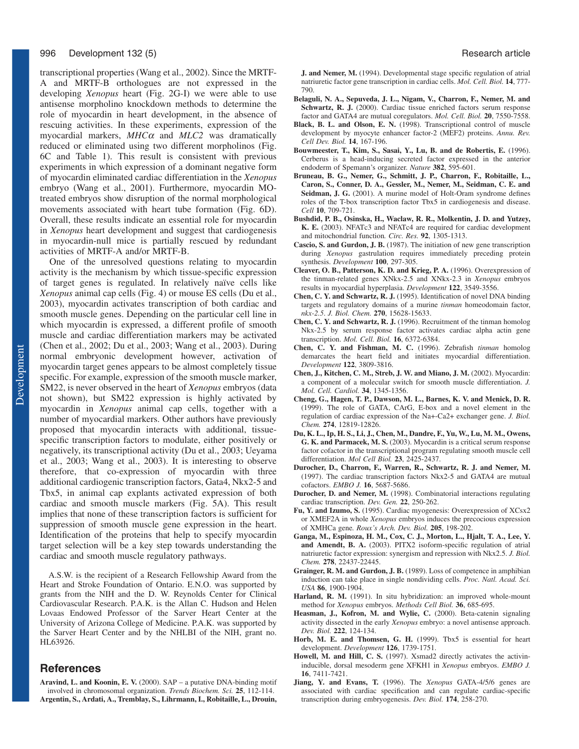transcriptional properties (Wang et al., 2002). Since the MRTF-A and MRTF-B orthologues are not expressed in the developing *Xenopus* heart (Fig. 2G-I) we were able to use antisense morpholino knockdown methods to determine the role of myocardin in heart development, in the absence of rescuing activities. In these experiments, expression of the myocardial markers, *MHCα* and *MLC2* was dramatically reduced or eliminated using two different morpholinos (Fig. 6C and Table 1). This result is consistent with previous experiments in which expression of a dominant negative form of myocardin eliminated cardiac differentiation in the *Xenopus* embryo (Wang et al., 2001). Furthermore, myocardin MO-treated embryos show disruption of the normal morphological movements associated with heart tube formation (Fig. 6D). Overall, these results indicate an essential role for myocardin in *Xenopus* heart development and suggest that cardiogenesis in myocardin-null mice is partially rescued by redundant activities of MRTF-A and/or MRTF-B.

One of the unresolved questions relating to myocardin activity is the mechanism by which tissue-specific expression of target genes is regulated. In relatively naïve cells like *Xenopus* animal cap cells (Fig. 4) or mouse ES cells (Du et al., 2003), myocardin activates transcription of both cardiac and smooth muscle genes. Depending on the particular cell line in which myocardin is expressed, a different profile of smooth muscle and cardiac differentiation markers may be activated (Chen et al., 2002; Du et al., 2003; Wang et al., 2003). During normal embryonic development however, activation of myocardin target genes appears to be almost completely tissue specific. For example, expression of the smooth muscle marker, SM22, is never observed in the heart of *Xenopus* embryos (data not shown), but SM22 expression is highly activated by myocardin in *Xenopus* animal cap cells, together with a number of myocardial markers. Other authors have previously proposed that myocardin interacts with additional, tissue-specific transcription factors to modulate, either positively or negatively, its transcriptional activity (Du et al., 2003; Ueyama et al., 2003; Wang et al., 2003). It is interesting to observe therefore, that co-expression of myocardin with three additional cardiogenic transcription factors, Gata4, Nkx2-5 and Tbx5, in animal cap explants activated expression of both cardiac and smooth muscle markers (Fig. 5A). This result implies that none of these transcription factors is sufficient for suppression of smooth muscle gene expression in the heart. Identification of the proteins that help to specify myocardin target selection will be a key step towards understanding the cardiac and smooth muscle regulatory pathways.

A.S.W. is the recipient of a Research Fellowship Award from the Heart and Stroke Foundation of Ontario. E.N.O. was supported by grants from the NIH and the D. W. Reynolds Center for Clinical Cardiovascular Research. P.A.K. is the Allan C. Hudson and Helen Lovaas Endowed Professor of the Sarver Heart Center at the University of Arizona College of Medicine. P.A.K. was supported by the Sarver Heart Center and by the NHLBI of the NIH, grant no. HL63926.

## References

**Aravind, L. and Koonin, E. V.** (2000). SAP – a putative DNA-binding motif involved in chromosomal organization. *Trends Biochem. Sci.* **25**, 112-114.

**Argentin, S., Ardati, A., Tremblay, S., Lihrmann, I., Robitaille, L., Drouin, J. and Nemer, M.** (1994). Developmental stage specific regulation of atrial natriuretic factor gene transcription in cardiac cells. *Mol. Cell. Biol.* **14**, 777-790.

**Belaguli, N. A., Sepuveda, J. L., Nigam, V., Charron, F., Nemer, M. and Schwartz, R. J.** (2000). Cardiac tissue enriched factors serum response factor and GATA4 are mutual coregulators. *Mol. Cell. Biol.* **20**, 7550-7558.

**Black, B. L. and Olson, E. N.** (1998). Transcriptional control of muscle development by myocyte enhancer factor-2 (MEF2) proteins. *Annu. Rev. Cell Dev. Biol.* **14**, 167-196.

**Bouwmeester, T., Kim, S., Sasai, Y., Lu, B. and de Robertis, E.** (1996). Cerberus is a head-inducing secreted factor expressed in the anterior endoderm of Spemann's organizer. *Nature* **382**, 595-601.

**Bruneau, B. G., Nemer, G., Schmitt, J. P., Charron, F., Robitaille, L., Caron, S., Conner, D. A., Gessler, M., Nemer, M., Seidman, C. E. and Seidman, J. G.** (2001). A murine model of Holt-Oram syndrome defines roles of the T-box transcription factor Tbx5 in cardiogenesis and disease. *Cell* **10**, 709-721.

**Bushdid, P. B., Osinska, H., Waclaw, R. R., Molkentin, J. D. and Yutzey, K. E.** (2003). NFATc3 and NFATc4 are required for cardiac development and mitochondrial function. *Circ. Res.* **92**, 1305-1313.

**Cascio, S. and Gurdon, J. B.** (1987). The initiation of new gene transcription during *Xenopus* gastrulation requires immediately preceding protein synthesis. *Development* **100**, 297-305.

**Cleaver, O. B., Patterson, K. D. and Krieg, P. A.** (1996). Overexpression of the tinman-related genes XNkx-2.5 and XNkx-2.3 in *Xenopus* embryos results in myocardial hyperplasia. *Development* **122**, 3549-3556.

**Chen, C. Y. and Schwartz, R. J.** (1995). Identification of novel DNA binding targets and regulatory domains of a murine *tinman* homeodomain factor, *nkx-2.5*. *J. Biol. Chem.* **270**, 15628-15633.

**Chen, C. Y. and Schwartz, R. J.** (1996). Recruitment of the tinman homolog Nkx-2.5 by serum response factor activates cardiac alpha actin gene transcription. *Mol. Cell. Biol.* **16**, 6372-6384.

**Chen, C. Y. and Fishman, M. C.** (1996). Zebrafish *tinman* homolog demarcates the heart field and initiates myocardial differentiation. *Development* **122**, 3809-3816.

**Chen, J., Kitchen, C. M., Streb, J. W. and Miano, J. M.** (2002). Myocardin: a component of a molecular switch for smooth muscle differentiation. *J. Mol. Cell. Cardiol.* **34**, 1345-1356.

**Cheng, G., Hagen, T. P., Dawson, M. L., Barnes, K. V. and Menick, D. R.** (1999). The role of GATA, CArG, E-box and a novel element in the regulation of cardiac expression of the Na+-Ca2+ exchanger gene. *J. Biol. Chem.* **274**, 12819-12826.

**Du, K. L., Ip, H. S., Li, J., Chen, M., Dandre, F., Yu, W., Lu, M. M., Owens, G. K. and Parmacek, M. S.** (2003). Myocardin is a critical serum response factor cofactor in the transcriptional program regulating smooth muscle cell differentiation. *Mol Cell Biol.* **23**, 2425-2437.

**Durocher, D., Charron, F., Warren, R., Schwartz, R. J. and Nemer, M.** (1997). The cardiac transcription factors Nkx2-5 and GATA4 are mutual cofactors. *EMBO J.* **16**, 5687-5686.

**Durocher, D. and Nemer, M.** (1998). Combinatorial interactions regulating cardiac transcription. *Dev. Gen.* **22**, 250-262.

**Fu, Y. and Izumo, S.** (1995). Cardiac myogenesis: Overexpression of XCsx2 or XMEF2A in whole *Xenopus* embryos induces the precocious expression of XMHCa gene. *Roux's Arch. Dev. Biol.* **205**, 198-202.

**Ganga, M., Espinoza, H. M., Cox, C. J., Morton, L., Hjalt, T. A., Lee, Y. and Amendt, B. A.** (2003). PITX2 isoform-specific regulation of atrial natriuretic factor expression: synergism and repression with Nkx2.5. *J. Biol. Chem.* **278**, 22437-22445.

**Grainger, R. M. and Gurdon, J. B.** (1989). Loss of competence in amphibian induction can take place in single nondividing cells. *Proc. Natl. Acad. Sci. USA* **86**, 1900-1904.

**Harland, R. M.** (1991). In situ hybridization: an improved whole-mount method for *Xenopus* embryos. *Methods Cell Biol.* **36**, 685-695.

**Heasman, J., Kofron, M. and Wylie, C.** (2000). Beta-catenin signaling activity dissected in the early *Xenopus* embryo: a novel antisense approach. *Dev. Biol.* **222**, 124-134.

**Horb, M. E. and Thomsen, G. H.** (1999). Tbx5 is essential for heart development. *Development* **126**, 1739-1751.

**Howell, M. and Hill, C. S.** (1997). Xsmad2 directly activates the activin-inducible, dorsal mesoderm gene XFKH1 in *Xenopus* embryos. *EMBO J.* **16**, 7411-7421.

**Jiang, Y. and Evans, T.** (1996). The *Xenopus* GATA-4/5/6 genes are associated with cardiac specification and can regulate cardiac-specific transcription during embryogenesis. *Dev. Biol.* **174**, 258-270.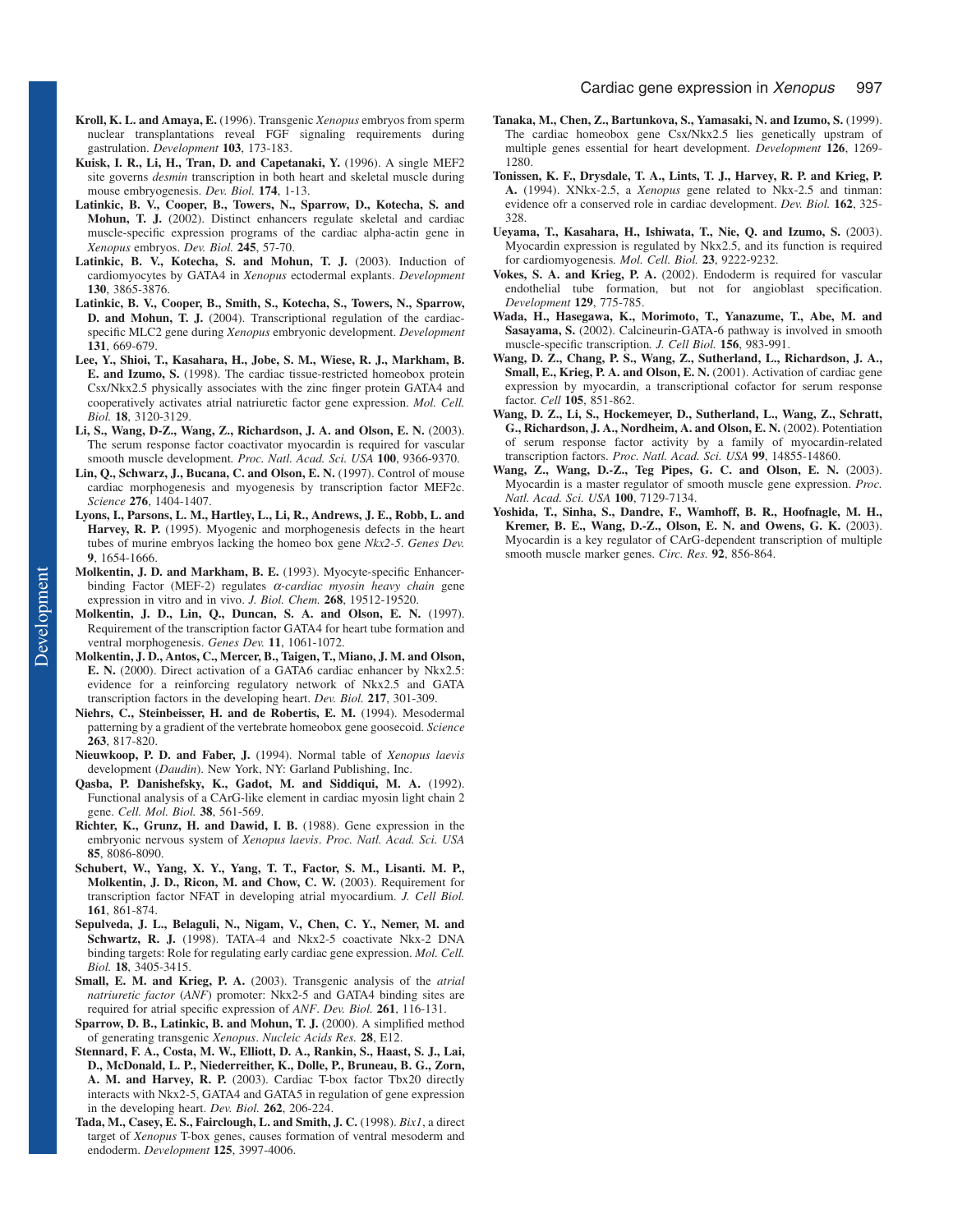**Kroll, K. L. and Amaya, E.** (1996). Transgenic *Xenopus* embryos from sperm nuclear transplantations reveal FGF signaling requirements during gastrulation. *Development* **103**, 173-183.

**Kuisk, I. R., Li, H., Tran, D. and Capetanaki, Y.** (1996). A single MEF2 site governs *desmin* transcription in both heart and skeletal muscle during mouse embryogenesis. *Dev. Biol.* **174**, 1-13.

**Latinkic, B. V., Cooper, B., Towers, N., Sparrow, D., Kotecha, S. and Mohun, T. J.** (2002). Distinct enhancers regulate skeletal and cardiac muscle-specific expression programs of the cardiac alpha-actin gene in *Xenopus* embryos. *Dev. Biol.* **245**, 57-70.

**Latinkic, B. V., Kotecha, S. and Mohun, T. J.** (2003). Induction of cardiomyocytes by GATA4 in *Xenopus* ectodermal explants. *Development* **130**, 3865-3876.

**Latinkic, B. V., Cooper, B., Smith, S., Kotecha, S., Towers, N., Sparrow, D. and Mohun, T. J.** (2004). Transcriptional regulation of the cardiac-specific MLC2 gene during *Xenopus* embryonic development. *Development* **131**, 669-679.

**Lee, Y., Shioi, T., Kasahara, H., Jobe, S. M., Wiese, R. J., Markham, B. E. and Izumo, S.** (1998). The cardiac tissue-restricted homeobox protein Csx/Nkx2.5 physically associates with the zinc finger protein GATA4 and cooperatively activates atrial natriuretic factor gene expression. *Mol. Cell. Biol.* **18**, 3120-3129.

**Li, S., Wang, D-Z., Wang, Z., Richardson, J. A. and Olson, E. N.** (2003). The serum response factor coactivator myocardin is required for vascular smooth muscle development. *Proc. Natl. Acad. Sci. USA* **100**, 9366-9370.

**Lin, Q., Schwarz, J., Bucana, C. and Olson, E. N.** (1997). Control of mouse cardiac morphogenesis and myogenesis by transcription factor MEF2c. *Science* **276**, 1404-1407.

**Lyons, I., Parsons, L. M., Hartley, L., Li, R., Andrews, J. E., Robb, L. and Harvey, R. P.** (1995). Myogenic and morphogenesis defects in the heart tubes of murine embryos lacking the homeo box gene *Nkx2-5*. *Genes Dev.* **9**, 1654-1666.

**Molkentin, J. D. and Markham, B. E.** (1993). Myocyte-specific Enhancer-binding Factor (MEF-2) regulates *α-cardiac myosin heavy chain* gene expression in vitro and in vivo. *J. Biol. Chem.* **268**, 19512-19520.

**Molkentin, J. D., Lin, Q., Duncan, S. A. and Olson, E. N.** (1997). Requirement of the transcription factor GATA4 for heart tube formation and ventral morphogenesis. *Genes Dev.* **11**, 1061-1072.

**Molkentin, J. D., Antos, C., Mercer, B., Taigen, T., Miano, J. M. and Olson, E. N.** (2000). Direct activation of a GATA6 cardiac enhancer by Nkx2.5: evidence for a reinforcing regulatory network of Nkx2.5 and GATA transcription factors in the developing heart. *Dev. Biol.* **217**, 301-309.

**Niehrs, C., Steinbeisser, H. and de Robertis, E. M.** (1994). Mesodermal patterning by a gradient of the vertebrate homeobox gene goosecoid. *Science* **263**, 817-820.

**Nieuwkoop, P. D. and Faber, J.** (1994). Normal table of *Xenopus laevis* development (*Daudin*). New York, NY: Garland Publishing, Inc.

**Qasba, P. Danishefsky, K., Gadot, M. and Siddiqui, M. A.** (1992). Functional analysis of a CArG-like element in cardiac myosin light chain 2 gene. *Cell. Mol. Biol.* **38**, 561-569.

**Richter, K., Grunz, H. and Dawid, I. B.** (1988). Gene expression in the embryonic nervous system of *Xenopus laevis*. *Proc. Natl. Acad. Sci. USA* **85**, 8086-8090.

**Schubert, W., Yang, X. Y., Yang, T. T., Factor, S. M., Lisanti. M. P., Molkentin, J. D., Ricon, M. and Chow, C. W.** (2003). Requirement for transcription factor NFAT in developing atrial myocardium. *J. Cell Biol.* **161**, 861-874.

**Sepulveda, J. L., Belaguli, N., Nigam, V., Chen, C. Y., Nemer, M. and Schwartz, R. J.** (1998). TATA-4 and Nkx2-5 coactivate Nkx-2 DNA binding targets: Role for regulating early cardiac gene expression. *Mol. Cell. Biol.* **18**, 3405-3415.

**Small, E. M. and Krieg, P. A.** (2003). Transgenic analysis of the *atrial natriuretic factor* (*ANF*) promoter: Nkx2-5 and GATA4 binding sites are required for atrial specific expression of *ANF*. *Dev. Biol.* **261**, 116-131.

**Sparrow, D. B., Latinkic, B. and Mohun, T. J.** (2000). A simplified method of generating transgenic *Xenopus*. *Nucleic Acids Res.* **28**, E12.

**Stennard, F. A., Costa, M. W., Elliott, D. A., Rankin, S., Haast, S. J., Lai, D., McDonald, L. P., Niederreither, K., Dolle, P., Bruneau, B. G., Zorn, A. M. and Harvey, R. P.** (2003). Cardiac T-box factor Tbx20 directly interacts with Nkx2-5, GATA4 and GATA5 in regulation of gene expression in the developing heart. *Dev. Biol.* **262**, 206-224.

**Tada, M., Casey, E. S., Fairclough, L. and Smith, J. C.** (1998). *Bix1*, a direct target of *Xenopus* T-box genes, causes formation of ventral mesoderm and endoderm. *Development* **125**, 3997-4006.

**Tanaka, M., Chen, Z., Bartunkova, S., Yamasaki, N. and Izumo, S.** (1999). The cardiac homeobox gene Csx/Nkx2.5 lies genetically upstream of multiple genes essential for heart development. *Development* **126**, 1269-1280.

**Tonissen, K. F., Drysdale, T. A., Lints, T. J., Harvey, R. P. and Krieg, P. A.** (1994). XNkx-2.5, a *Xenopus* gene related to Nkx-2.5 and tinman: evidence ofr a conserved role in cardiac development. *Dev. Biol.* **162**, 325-328.

**Ueyama, T., Kasahara, H., Ishiwata, T., Nie, Q. and Izumo, S.** (2003). Myocardin expression is regulated by Nkx2.5, and its function is required for cardiomyogenesis. *Mol. Cell. Biol.* **23**, 9222-9232.

**Vokes, S. A. and Krieg, P. A.** (2002). Endoderm is required for vascular endothelial tube formation, but not for angioblast specification. *Development* **129**, 775-785.

**Wada, H., Hasegawa, K., Morimoto, T., Yanazume, T., Abe, M. and Sasayama, S.** (2002). Calcineurin-GATA-6 pathway is involved in smooth muscle-specific transcription. *J. Cell Biol.* **156**, 983-991.

**Wang, D. Z., Chang, P. S., Wang, Z., Sutherland, L., Richardson, J. A., Small, E., Krieg, P. A. and Olson, E. N.** (2001). Activation of cardiac gene expression by myocardin, a transcriptional cofactor for serum response factor. *Cell* **105**, 851-862.

**Wang, D. Z., Li, S., Hockemeyer, D., Sutherland, L., Wang, Z., Schratt, G., Richardson, J. A., Nordheim, A. and Olson, E. N.** (2002). Potentiation of serum response factor activity by a family of myocardin-related transcription factors. *Proc. Natl. Acad. Sci. USA* **99**, 14855-14860.

**Wang, Z., Wang, D.-Z., Teg Pipes, G. C. and Olson, E. N.** (2003). Myocardin is a master regulator of smooth muscle gene expression. *Proc. Natl. Acad. Sci. USA* **100**, 7129-7134.

**Yoshida, T., Sinha, S., Dandre, F., Wamhoff, B. R., Hoofnagle, M. H., Kremer, B. E., Wang, D.-Z., Olson, E. N. and Owens, G. K.** (2003). Myocardin is a key regulator of CArG-dependent transcription of multiple smooth muscle marker genes. *Circ. Res.* **92**, 856-864.